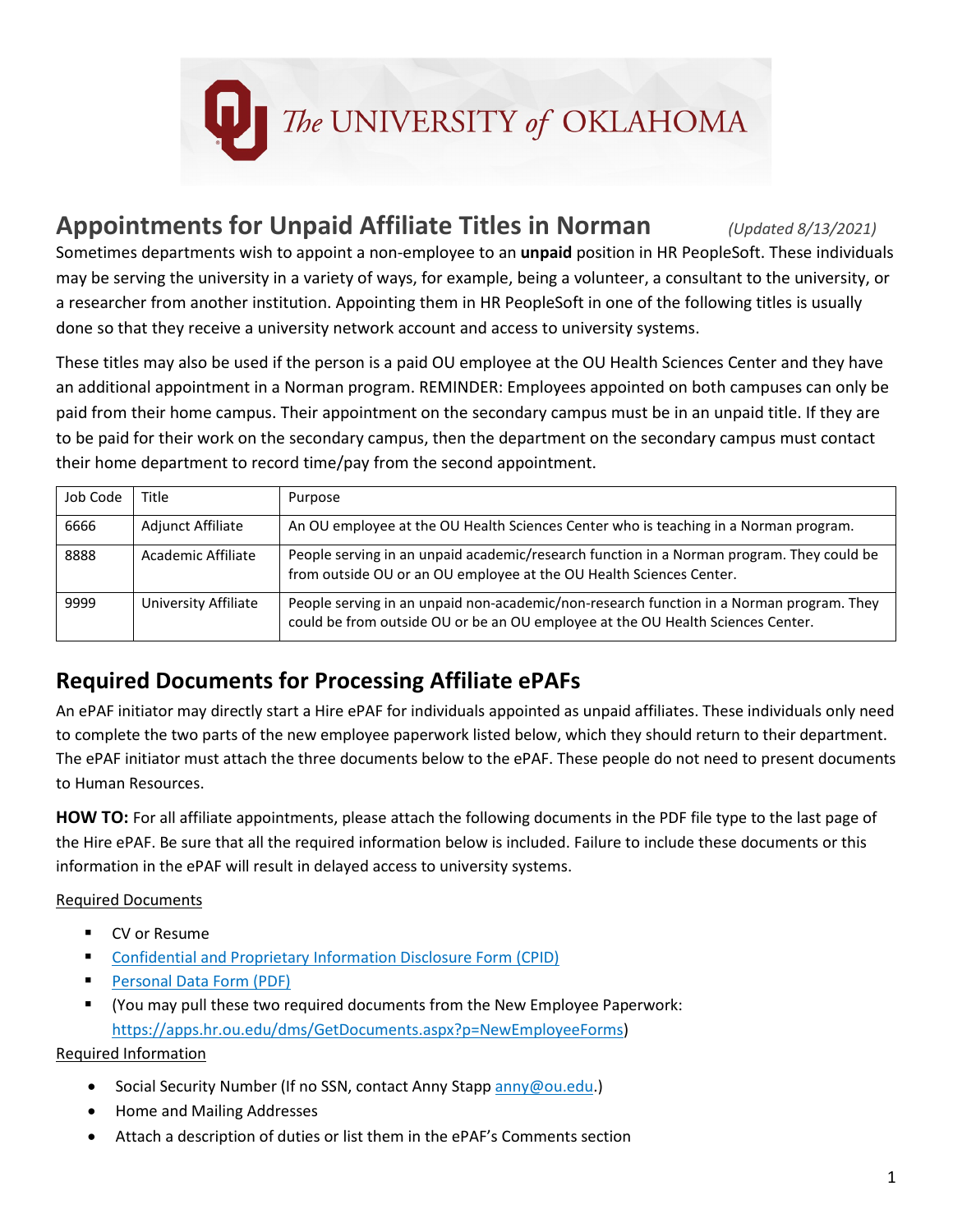# Appointments for Unpaid Affiliate Titles in Norman

*(Updated 8/13/2021)*

Sometimes departments wish to appoint a non-employee to an **unpaid** position in HR PeopleSoft. These individuals may be serving the university in a variety of ways, for example, being a volunteer, a consultant to the university, or a researcher from another institution. Appointing them in HR PeopleSoft in one of the following titles is usually done so that they receive a university network account and access to university systems.

These titles may also be used if the person is a paid OU employee at the OU Health Sciences Center and they have an additional appointment in a Norman program. REMINDER: Employees appointed on both campuses can only be paid from their home campus. Their appointment on the secondary campus must be in an unpaid title. If they are to be paid for their work on the secondary campus, then the department on the secondary campus must contact their home department to record time/pay from the second appointment.

| Job Code | Title | Purpose |
|---|---|---|
| 6666 | Adjunct Affiliate | An OU employee at the OU Health Sciences Center who is teaching in a Norman program. |
| 8888 | Academic Affiliate | People serving in an unpaid academic/research function in a Norman program. They could be from outside OU or an OU employee at the OU Health Sciences Center. |
| 9999 | University Affiliate | People serving in an unpaid non-academic/non-research function in a Norman program. They could be from outside OU or be an OU employee at the OU Health Sciences Center. |

## Required Documents for Processing Affiliate ePAFs

An ePAF initiator may directly start a Hire ePAF for individuals appointed as unpaid affiliates. These individuals only need to complete the two parts of the new employee paperwork listed below, which they should return to their department. The ePAF initiator must attach the three documents below to the ePAF. These people do not need to present documents to Human Resources.

**HOW TO:** For all affiliate appointments, please attach the following documents in the PDF file type to the last page of the Hire ePAF. Be sure that all the required information below is included. Failure to include these documents or this information in the ePAF will result in delayed access to university systems.

Required Documents

- CV or Resume
- Confidential and Proprietary Information Disclosure Form (CPID)
- Personal Data Form (PDF)
- (You may pull these two required documents from the New Employee Paperwork: https://apps.hr.ou.edu/dms/GetDocuments.aspx?p=NewEmployeeForms)

Required Information

- Social Security Number (If no SSN, contact Anny Stapp anny@ou.edu.)
- Home and Mailing Addresses
- Attach a description of duties or list them in the ePAF's Comments section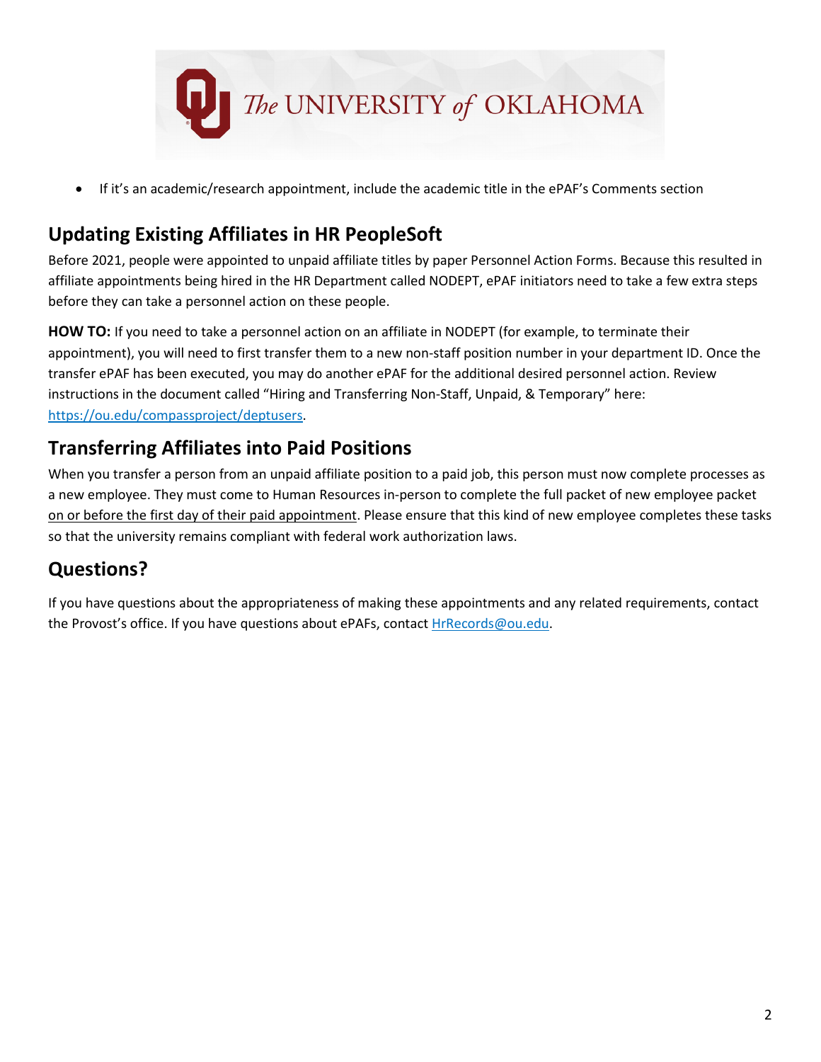- If it's an academic/research appointment, include the academic title in the ePAF's Comments section

## Updating Existing Affiliates in HR PeopleSoft

Before 2021, people were appointed to unpaid affiliate titles by paper Personnel Action Forms. Because this resulted in affiliate appointments being hired in the HR Department called NODEPT, ePAF initiators need to take a few extra steps before they can take a personnel action on these people.

**HOW TO:** If you need to take a personnel action on an affiliate in NODEPT (for example, to terminate their appointment), you will need to first transfer them to a new non-staff position number in your department ID. Once the transfer ePAF has been executed, you may do another ePAF for the additional desired personnel action. Review instructions in the document called "Hiring and Transferring Non-Staff, Unpaid, & Temporary" here: [https://ou.edu/compassproject/deptusers](https://ou.edu/compassproject/deptusers).

## Transferring Affiliates into Paid Positions

When you transfer a person from an unpaid affiliate position to a paid job, this person must now complete processes as a new employee. They must come to Human Resources in-person to complete the full packet of new employee packet <u>on or before the first day of their paid appointment</u>. Please ensure that this kind of new employee completes these tasks so that the university remains compliant with federal work authorization laws.

## Questions?

If you have questions about the appropriateness of making these appointments and any related requirements, contact the Provost's office. If you have questions about ePAFs, contact [HrRecords@ou.edu](mailto:HrRecords@ou.edu).